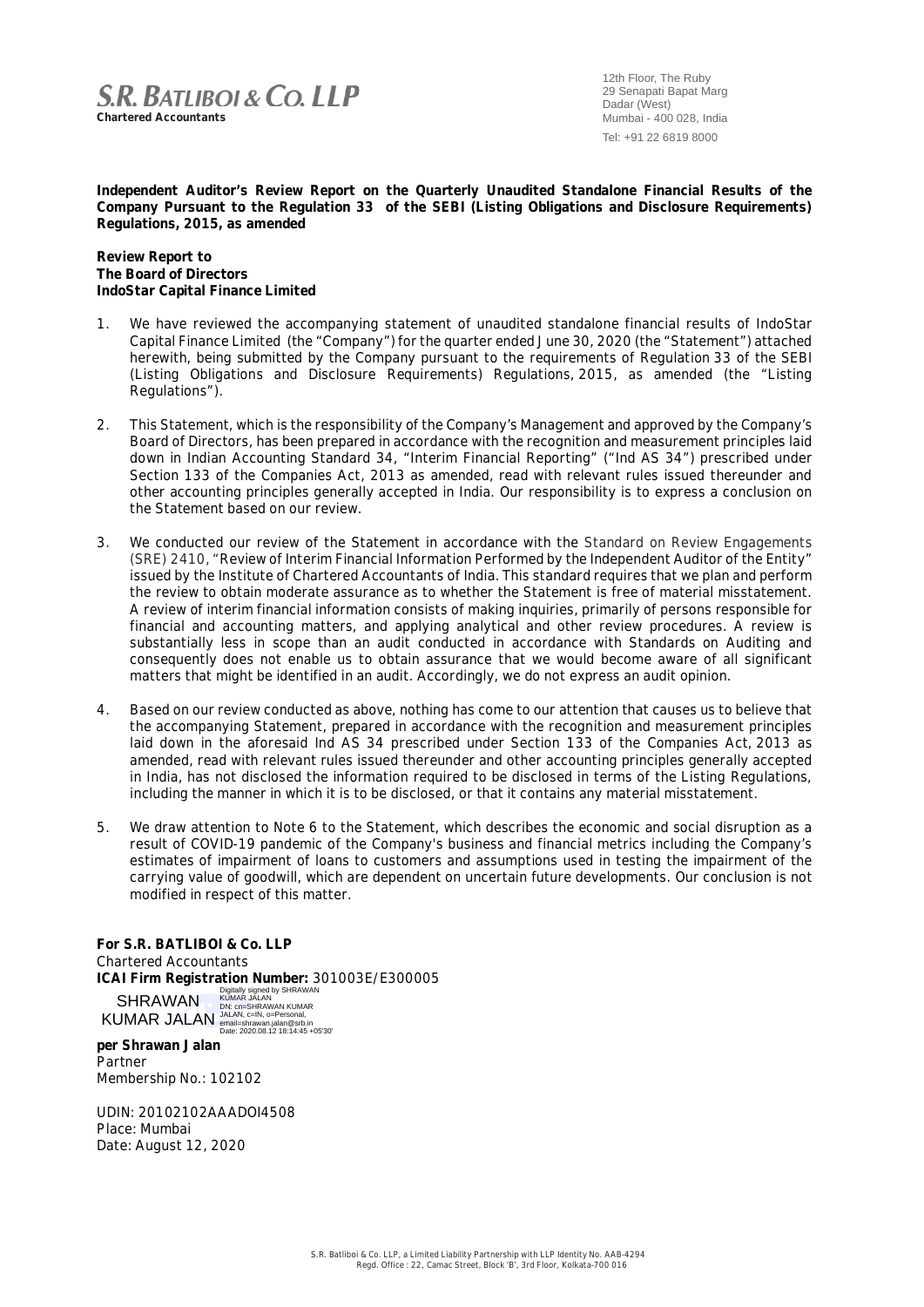**S.R. BATLIBOI & CO. LLP**
**Chartered Accountants**

12th Floor, The Ruby
29 Senapati Bapat Marg
Dadar (West)
Mumbai - 400 028, India
Tel: +91 22 6819 8000

**Independent Auditor's Review Report on the Quarterly Unaudited Standalone Financial Results of the Company Pursuant to the Regulation 33 of the SEBI (Listing Obligations and Disclosure Requirements) Regulations, 2015, as amended**

**Review Report to**
**The Board of Directors**
**IndoStar Capital Finance Limited**

1. We have reviewed the accompanying statement of unaudited standalone financial results of IndoStar Capital Finance Limited (the "Company") for the quarter ended June 30, 2020 (the "Statement") attached herewith, being submitted by the Company pursuant to the requirements of Regulation 33 of the SEBI (Listing Obligations and Disclosure Requirements) Regulations, 2015, as amended (the "Listing Regulations").

2. This Statement, which is the responsibility of the Company's Management and approved by the Company's Board of Directors, has been prepared in accordance with the recognition and measurement principles laid down in Indian Accounting Standard 34, "Interim Financial Reporting" ("Ind AS 34") prescribed under Section 133 of the Companies Act, 2013 as amended, read with relevant rules issued thereunder and other accounting principles generally accepted in India. Our responsibility is to express a conclusion on the Statement based on our review.

3. We conducted our review of the Statement in accordance with the Standard on Review Engagements (SRE) 2410, "Review of Interim Financial Information Performed by the Independent Auditor of the Entity" issued by the Institute of Chartered Accountants of India. This standard requires that we plan and perform the review to obtain moderate assurance as to whether the Statement is free of material misstatement. A review of interim financial information consists of making inquiries, primarily of persons responsible for financial and accounting matters, and applying analytical and other review procedures. A review is substantially less in scope than an audit conducted in accordance with Standards on Auditing and consequently does not enable us to obtain assurance that we would become aware of all significant matters that might be identified in an audit. Accordingly, we do not express an audit opinion.

4. Based on our review conducted as above, nothing has come to our attention that causes us to believe that the accompanying Statement, prepared in accordance with the recognition and measurement principles laid down in the aforesaid Ind AS 34 prescribed under Section 133 of the Companies Act, 2013 as amended, read with relevant rules issued thereunder and other accounting principles generally accepted in India, has not disclosed the information required to be disclosed in terms of the Listing Regulations, including the manner in which it is to be disclosed, or that it contains any material misstatement.

5. We draw attention to Note 6 to the Statement, which describes the economic and social disruption as a result of COVID-19 pandemic of the Company's business and financial metrics including the Company's estimates of impairment of loans to customers and assumptions used in testing the impairment of the carrying value of goodwill, which are dependent on uncertain future developments. Our conclusion is not modified in respect of this matter.

**For S.R. BATLIBOI & Co. LLP**
Chartered Accountants
**ICAI Firm Registration Number:** 301003E/E300005

SHRAWAN KUMAR JALAN
Digitally signed by SHRAWAN KUMAR JALAN
DN: cn=SHRAWAN KUMAR JALAN, c=IN, o=Personal, email=shrawan.jalan@srb.in
Date: 2020.08.12 18:14:45 +05'30'

**per Shrawan Jalan**
Partner
Membership No.: 102102

UDIN: 20102102AAADOI4508
Place: Mumbai
Date: August 12, 2020

S.R. Batliboi & Co. LLP, a Limited Liability Partnership with LLP Identity No. AAB-4294
Regd. Office : 22, Camac Street, Block 'B', 3rd Floor, Kolkata-700 016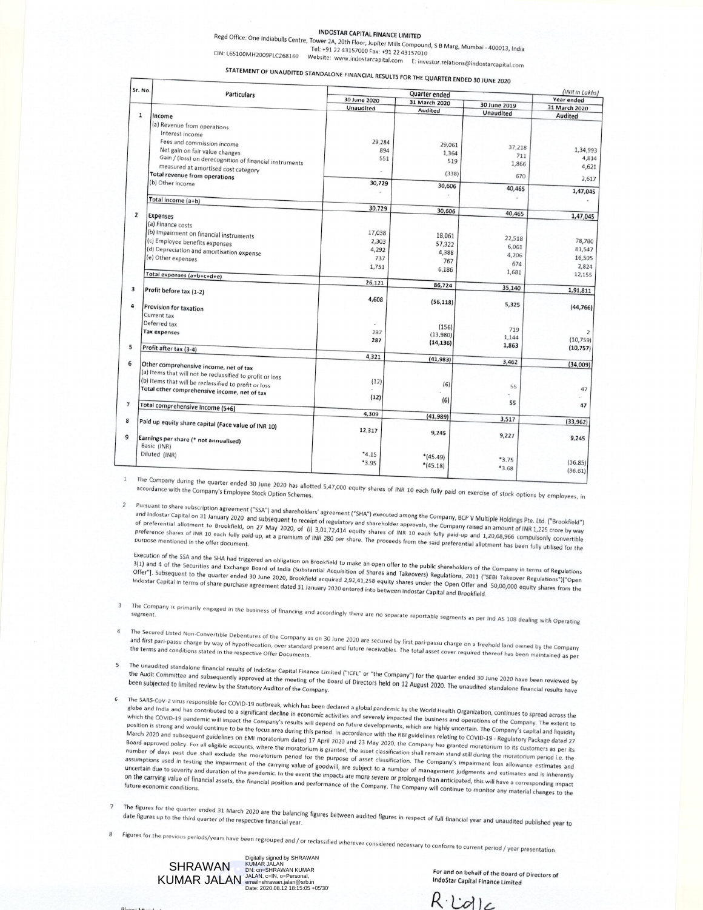**INDOSTAR CAPITAL FINANCE LIMITED**

Regd Office: One Indiabulls Centre, Tower 2A, 20th Floor, Jupiter Mills Compound, S B Marg, Mumbai - 400013, India

Tel: +91 22 43157000 Fax: +91 22 43157010

CIN: L65100MH2009PLC268160 Website: www.indostarcapital.com E: investor.relations@indostarcapital.com

**STATEMENT OF UNAUDITED STANDALONE FINANCIAL RESULTS FOR THE QUARTER ENDED 30 JUNE 2020**

*(INR in Lakhs)*

| Sr. No. | Particulars | Quarter ended | | | Year ended |
|---|---|---|---|---|---|
| | | 30 June 2020 | 31 March 2020 | 30 June 2019 | 31 March 2020 |
| | | Unaudited | Audited | Unaudited | Audited |
| 1 | **Income** | | | | |
| | (a) Revenue from operations | | | | |
| | Interest income | 29,284 | 29,061 | 37,218 | 1,34,993 |
| | Fees and commission income | 894 | 1,364 | 711 | 4,814 |
| | Net gain on fair value changes | 551 | 519 | 1,866 | 4,621 |
| | Gain / (loss) on derecognition of financial instruments measured at amortised cost category | - | (338) | 670 | 2,617 |
| | **Total revenue from operations** | **30,729** | **30,606** | **40,465** | **1,47,045** |
| | (b) Other income | - | - | - | - |
| | **Total income (a+b)** | **30,729** | **30,606** | **40,465** | **1,47,045** |
| 2 | **Expenses** | | | | |
| | (a) Finance costs | 17,038 | 18,061 | 22,518 | 78,780 |
| | (b) Impairment on financial instruments | 2,303 | 57,322 | 6,061 | 81,547 |
| | (c) Employee benefits expenses | 4,292 | 4,388 | 4,206 | 16,505 |
| | (d) Depreciation and amortisation expense | 737 | 767 | 674 | 2,824 |
| | (e) Other expenses | 1,751 | 6,186 | 1,681 | 12,155 |
| | **Total expenses (a+b+c+d+e)** | **26,121** | **86,724** | **35,140** | **1,91,811** |
| 3 | **Profit before tax (1-2)** | **4,608** | **(56,118)** | **5,325** | **(44,766)** |
| 4 | **Provision for taxation** | | | | |
| | Current tax | - | (156) | 719 | 2 |
| | Deferred tax | 287 | (13,980) | 1,144 | (10,759) |
| | **Tax expenses** | **287** | **(14,136)** | **1,863** | **(10,757)** |
| 5 | **Profit after tax (3-4)** | **4,321** | **(41,983)** | **3,462** | **(34,009)** |
| 6 | **Other comprehensive income, net of tax** | | | | |
| | (a) Items that will not be reclassified to profit or loss | (12) | (6) | 55 | 47 |
| | (b) Items that will be reclassified to profit or loss | - | - | - | - |
| | **Total other comprehensive income, net of tax** | **(12)** | **(6)** | **55** | **47** |
| 7 | **Total comprehensive income (5+6)** | **4,309** | **(41,989)** | **3,517** | **(33,962)** |
| 8 | **Paid up equity share capital (Face value of INR 10)** | **12,317** | **9,245** | **9,227** | **9,245** |
| 9 | **Earnings per share (* not annualised)** | | | | |
| | Basic (INR) | *4.15 | *(45.49) | *3.75 | (36.85) |
| | Diluted (INR) | *3.95 | *(45.18) | *3.68 | (36.61) |

1. The Company during the quarter ended 30 June 2020 has allotted 5,47,000 equity shares of INR 10 each fully paid on exercise of stock options by employees, in accordance with the Company's Employee Stock Option Schemes.

2. Pursuant to share subscription agreement ("SSA") and shareholders' agreement ("SHA") executed among the Company, BCP V Multiple Holdings Pte. Ltd. ("Brookfield") and Indostar Capital on 31 January 2020 and subsequent to receipt of regulatory and shareholder approvals, the Company raised an amount of INR 1,225 crore by way of preferential allotment to Brookfield, on 27 May 2020, of (i) 3,01,72,414 equity shares of INR 10 each fully paid-up and 1,20,68,966 compulsorily convertible preference shares of INR 10 each fully paid-up, at a premium of INR 280 per share. The proceeds from the said preferential allotment has been fully utilised for the purpose mentioned in the offer document.

   Execution of the SSA and the SHA had triggered an obligation on Brookfield to make an open offer to the public shareholders of the Company in terms of Regulations 3(1) and 4 of the Securities and Exchange Board of India (Substantial Acquisition of Shares and Takeovers) Regulations, 2011 ("SEBI Takeover Regulations")["Open Offer"]. Subsequent to the quarter ended 30 June 2020, Brookfield acquired 2,92,41,258 equity shares under the Open Offer and 50,00,000 equity shares from the Indostar Capital in terms of share purchase agreement dated 31 January 2020 entered into between Indostar Capital and Brookfield.

3. The Company is primarily engaged in the business of financing and accordingly there are no separate reportable segments as per Ind AS 108 dealing with Operating segment.

4. The Secured Listed Non-Convertible Debentures of the Company as on 30 June 2020 are secured by first pari-passu charge on a freehold land owned by the Company and first pari-passu charge by way of hypothecation, over standard present and future receivables. The total asset cover required thereof has been maintained as per the terms and conditions stated in the respective Offer Documents.

5. The unaudited standalone financial results of IndoStar Capital Finance Limited ("ICFL" or "the Company") for the quarter ended 30 June 2020 have been reviewed by the Audit Committee and subsequently approved at the meeting of the Board of Directors held on 12 August 2020. The unaudited standalone financial results have been subjected to limited review by the Statutory Auditor of the Company.

6. The SARS-CoV-2 virus responsible for COVID-19 outbreak, which has been declared a global pandemic by the World Health Organization, continues to spread across the globe and India and has contributed to a significant decline in economic activities and severely impacted the business and operations of the Company. The extent to which the COVID-19 pandemic will impact the Company's results will depend on future developments, which are highly uncertain. The Company's capital and liquidity position is strong and would continue to be the focus area during this period. In accordance with the RBI guidelines relating to COVID-19 - Regulatory Package dated 27 March 2020 and subsequent guidelines on EMI moratorium dated 17 April 2020 and 23 May 2020, the Company has granted moratorium to its customers as per its Board approved policy. For all eligible accounts, where the moratorium is granted, the asset classification shall remain stand still during the moratorium period i.e. the number of days past due shall exclude the moratorium period for the purpose of asset classification. The Company's impairment loss allowance estimates and assumptions used in testing the impairment of the carrying value of goodwill, are subject to a number of management judgments and estimates and is inherently uncertain due to severity and duration of the pandemic. In the event the impacts are more severe or prolonged than anticipated, this will have a corresponding impact on the carrying value of financial assets, the financial position and performance of the Company. The Company will continue to monitor any material changes to the future economic conditions.

7. The figures for the quarter ended 31 March 2020 are the balancing figures between audited figures in respect of full financial year and unaudited published year to date figures up to the third quarter of the respective financial year.

8. Figures for the previous periods/years have been regrouped and / or reclassified wherever considered necessary to conform to current period / year presentation.

SHRAWAN KUMAR JALAN

Digitally signed by SHRAWAN KUMAR JALAN
DN: cn=SHRAWAN KUMAR JALAN, c=IN, o=Personal, email=shrawan.jalan@srb.in
Date: 2020.08.12 18:15:05 +05'30'

For and on behalf of the Board of Directors of
IndoStar Capital Finance Limited